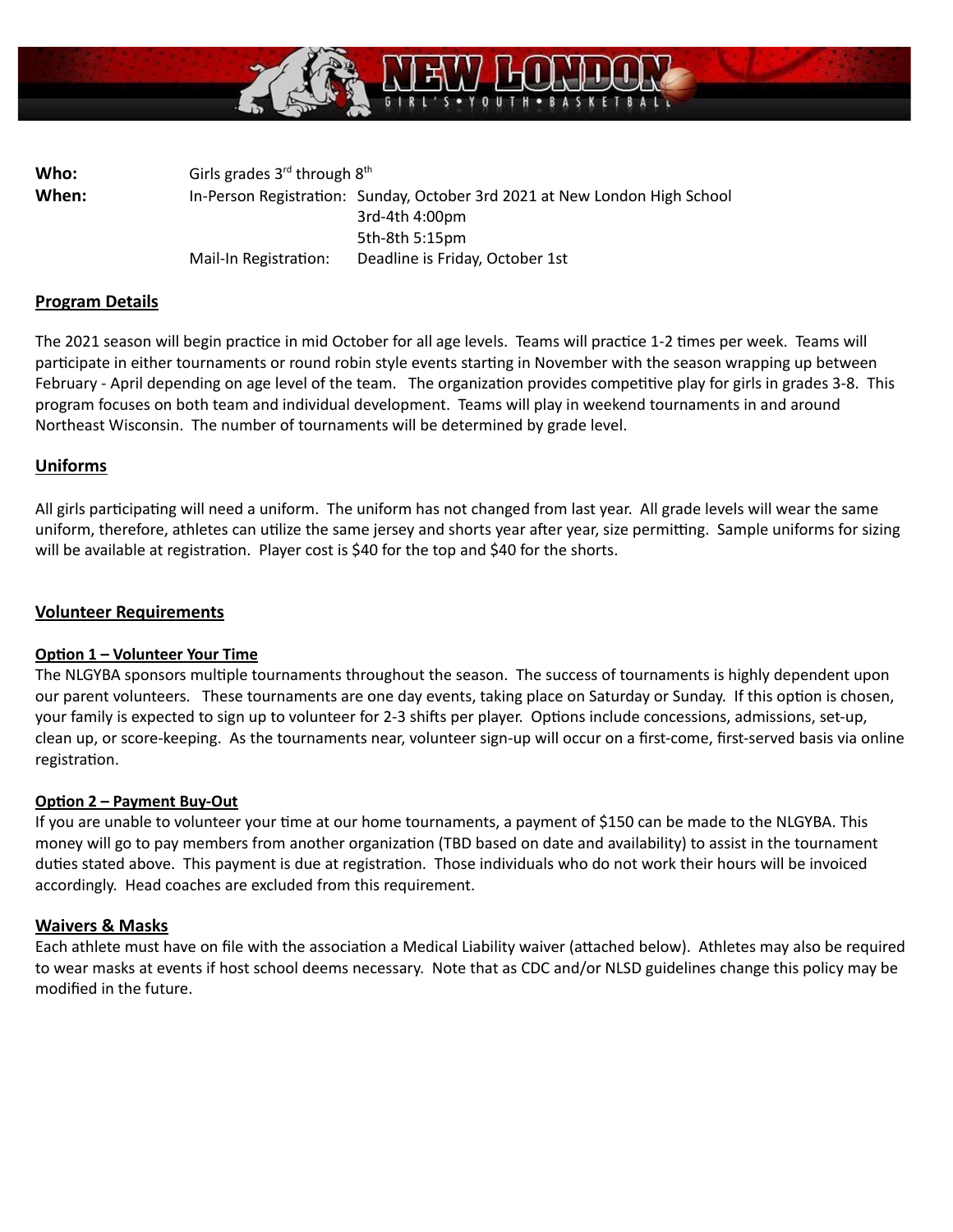# NEW LONDON GIRL'S • YOUTH • BASKETBALL

| | | |
|---|---|---|
| **Who:** | Girls grades 3rd through 8th | |
| **When:** | In-Person Registration: | Sunday, October 3rd 2021 at New London High School |
| | | 3rd-4th 4:00pm |
| | | 5th-8th 5:15pm |
| | Mail-In Registration: | Deadline is Friday, October 1st |

## Program Details

The 2021 season will begin practice in mid October for all age levels. Teams will practice 1-2 times per week. Teams will participate in either tournaments or round robin style events starting in November with the season wrapping up between February - April depending on age level of the team. The organization provides competitive play for girls in grades 3-8. This program focuses on both team and individual development. Teams will play in weekend tournaments in and around Northeast Wisconsin. The number of tournaments will be determined by grade level.

## Uniforms

All girls participating will need a uniform. The uniform has not changed from last year. All grade levels will wear the same uniform, therefore, athletes can utilize the same jersey and shorts year after year, size permitting. Sample uniforms for sizing will be available at registration. Player cost is $40 for the top and $40 for the shorts.

## Volunteer Requirements

### Option 1 – Volunteer Your Time

The NLGYBA sponsors multiple tournaments throughout the season. The success of tournaments is highly dependent upon our parent volunteers. These tournaments are one day events, taking place on Saturday or Sunday. If this option is chosen, your family is expected to sign up to volunteer for 2-3 shifts per player. Options include concessions, admissions, set-up, clean up, or score-keeping. As the tournaments near, volunteer sign-up will occur on a first-come, first-served basis via online registration.

### Option 2 – Payment Buy-Out

If you are unable to volunteer your time at our home tournaments, a payment of $150 can be made to the NLGYBA. This money will go to pay members from another organization (TBD based on date and availability) to assist in the tournament duties stated above. This payment is due at registration. Those individuals who do not work their hours will be invoiced accordingly. Head coaches are excluded from this requirement.

## Waivers & Masks

Each athlete must have on file with the association a Medical Liability waiver (attached below). Athletes may also be required to wear masks at events if host school deems necessary. Note that as CDC and/or NLSD guidelines change this policy may be modified in the future.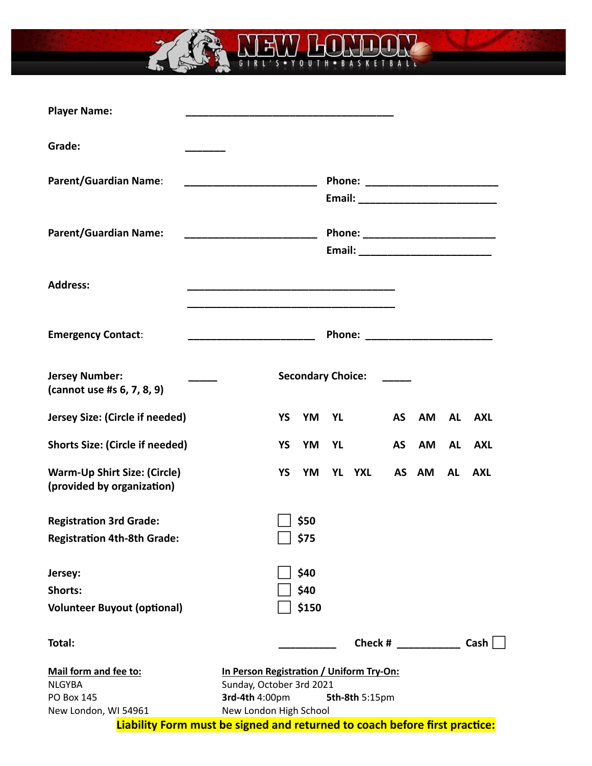# NEW LONDON

GIRL'S • YOUTH • BASKETBALL

**Player Name:** ______________________________________

**Grade:** _______

**Parent/Guardian Name:** ________________________ **Phone:** ________________________
**Email:** ________________________

**Parent/Guardian Name:** ________________________ **Phone:** ________________________
**Email:** ________________________

**Address:** ______________________________________
______________________________________

**Emergency Contact:** ______________________ **Phone:** ______________________

**Jersey Number:** _____ **Secondary Choice:** _____
**(cannot use #s 6, 7, 8, 9)**

| | | | | | | | | |
|---|---|---|---|---|---|---|---|---|
| **Jersey Size: (Circle if needed)** | **YS** | **YM** | **YL** | | **AS** | **AM** | **AL** | **AXL** |
| **Shorts Size: (Circle if needed)** | **YS** | **YM** | **YL** | | **AS** | **AM** | **AL** | **AXL** |
| **Warm-Up Shirt Size: (Circle) (provided by organization)** | **YS** | **YM** | **YL** | **YXL** | **AS** | **AM** | **AL** | **AXL** |

**Registration 3rd Grade:** ☐ **$50**
**Registration 4th-8th Grade:** ☐ **$75**

**Jersey:** ☐ **$40**
**Shorts:** ☐ **$40**
**Volunteer Buyout (optional)** ☐ **$150**

**Total:** __________ **Check #** ___________ **Cash** ☐

**Mail form and fee to:**
NLGYBA
PO Box 145
New London, WI 54961

**In Person Registration / Uniform Try-On:**
Sunday, October 3rd 2021
**3rd-4th** 4:00pm **5th-8th** 5:15pm
New London High School

**Liability Form must be signed and returned to coach before first practice:**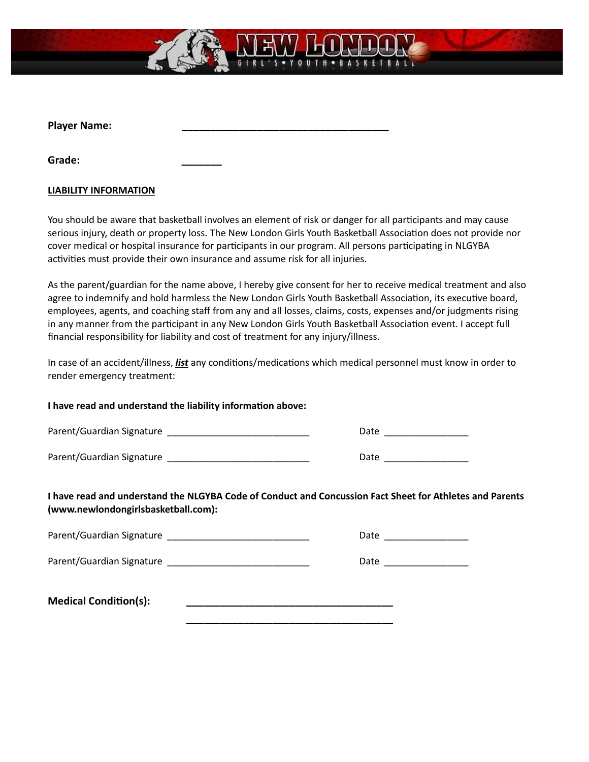NEW LONDON
GIRL'S • YOUTH • BASKETBALL

**Player Name:** ______________________________________

**Grade:** _______

**LIABILITY INFORMATION**

You should be aware that basketball involves an element of risk or danger for all participants and may cause serious injury, death or property loss. The New London Girls Youth Basketball Association does not provide nor cover medical or hospital insurance for participants in our program. All persons participating in NLGYBA activities must provide their own insurance and assume risk for all injuries.

As the parent/guardian for the name above, I hereby give consent for her to receive medical treatment and also agree to indemnify and hold harmless the New London Girls Youth Basketball Association, its executive board, employees, agents, and coaching staff from any and all losses, claims, costs, expenses and/or judgments rising in any manner from the participant in any New London Girls Youth Basketball Association event. I accept full financial responsibility for liability and cost of treatment for any injury/illness.

In case of an accident/illness, ***list*** any conditions/medications which medical personnel must know in order to render emergency treatment:

**I have read and understand the liability information above:**

Parent/Guardian Signature ___________________________ Date ________________

Parent/Guardian Signature ___________________________ Date ________________

**I have read and understand the NLGYBA Code of Conduct and Concussion Fact Sheet for Athletes and Parents (www.newlondongirlsbasketball.com):**

Parent/Guardian Signature ___________________________ Date ________________

Parent/Guardian Signature ___________________________ Date ________________

**Medical Condition(s):** ______________________________________

______________________________________